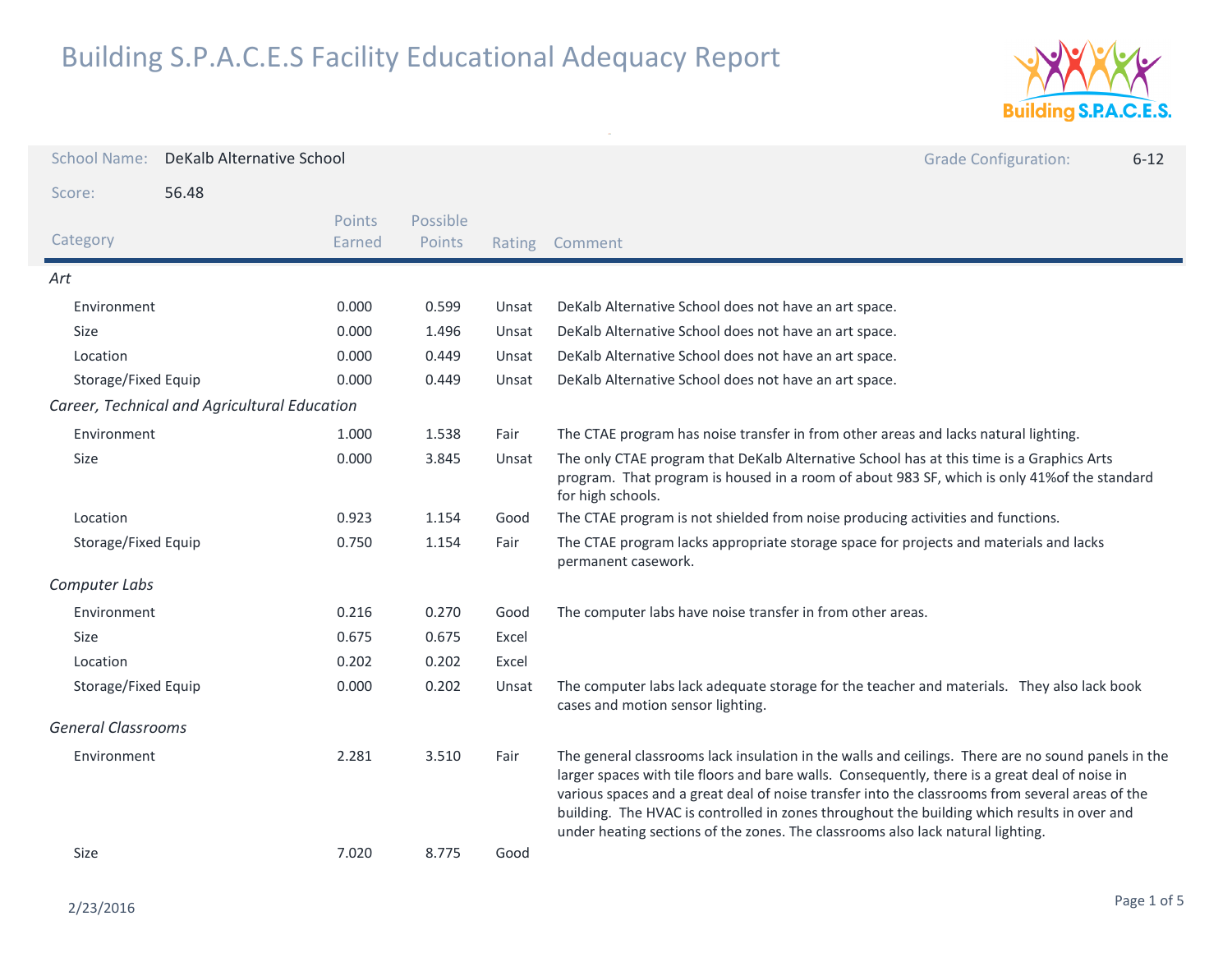# Building S.P.A.C.E.S Facility Educational Adequacy Report

School Name: DeKalb Alternative School

Grade Configuration: 6-12

Score: 56.48

| Category | Points Earned | Possible Points | Rating | Comment |
|---|---|---|---|---|
| *Art* | | | | |
| Environment | 0.000 | 0.599 | Unsat | DeKalb Alternative School does not have an art space. |
| Size | 0.000 | 1.496 | Unsat | DeKalb Alternative School does not have an art space. |
| Location | 0.000 | 0.449 | Unsat | DeKalb Alternative School does not have an art space. |
| Storage/Fixed Equip | 0.000 | 0.449 | Unsat | DeKalb Alternative School does not have an art space. |
| *Career, Technical and Agricultural Education* | | | | |
| Environment | 1.000 | 1.538 | Fair | The CTAE program has noise transfer in from other areas and lacks natural lighting. |
| Size | 0.000 | 3.845 | Unsat | The only CTAE program that DeKalb Alternative School has at this time is a Graphics Arts program. That program is housed in a room of about 983 SF, which is only 41%of the standard for high schools. |
| Location | 0.923 | 1.154 | Good | The CTAE program is not shielded from noise producing activities and functions. |
| Storage/Fixed Equip | 0.750 | 1.154 | Fair | The CTAE program lacks appropriate storage space for projects and materials and lacks permanent casework. |
| *Computer Labs* | | | | |
| Environment | 0.216 | 0.270 | Good | The computer labs have noise transfer in from other areas. |
| Size | 0.675 | 0.675 | Excel | |
| Location | 0.202 | 0.202 | Excel | |
| Storage/Fixed Equip | 0.000 | 0.202 | Unsat | The computer labs lack adequate storage for the teacher and materials. They also lack book cases and motion sensor lighting. |
| *General Classrooms* | | | | |
| Environment | 2.281 | 3.510 | Fair | The general classrooms lack insulation in the walls and ceilings. There are no sound panels in the larger spaces with tile floors and bare walls. Consequently, there is a great deal of noise in various spaces and a great deal of noise transfer into the classrooms from several areas of the building. The HVAC is controlled in zones throughout the building which results in over and under heating sections of the zones. The classrooms also lack natural lighting. |
| Size | 7.020 | 8.775 | Good | |

2/23/2016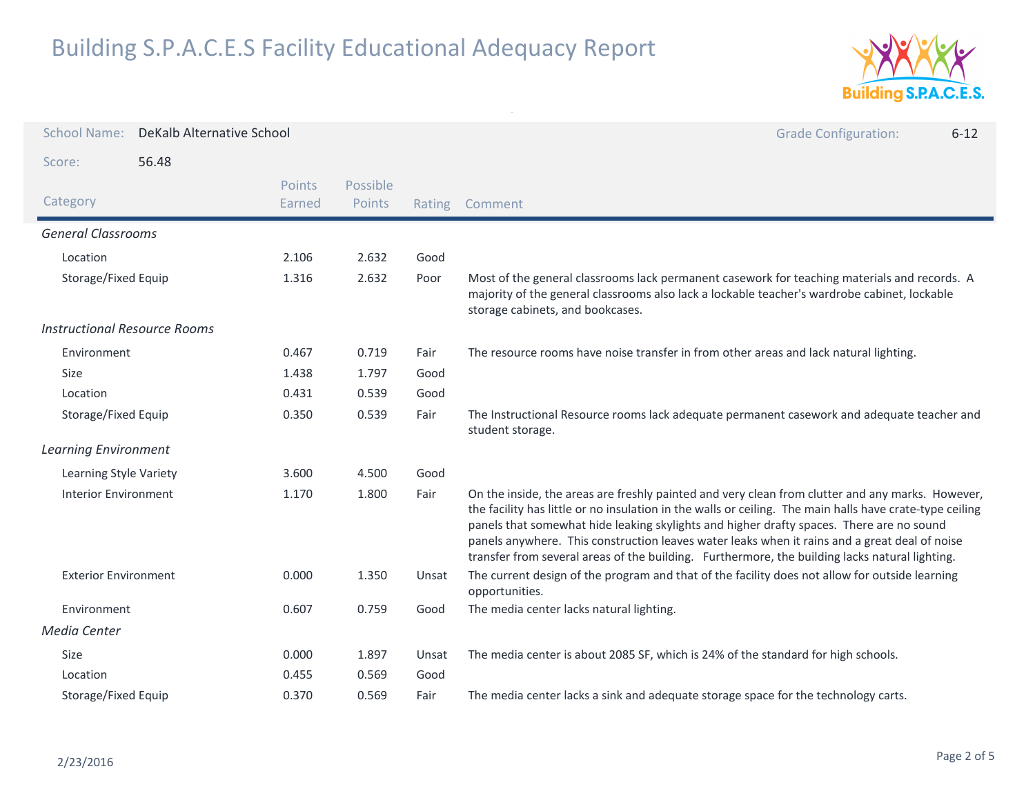# Building S.P.A.C.E.S Facility Educational Adequacy Report

**School Name:** DeKalb Alternative School

**Grade Configuration:** 6-12

**Score:** 56.48

| Category | Points Earned | Possible Points | Rating | Comment |
|---|---|---|---|---|
| *General Classrooms* | | | | |
| Location | 2.106 | 2.632 | Good | |
| Storage/Fixed Equip | 1.316 | 2.632 | Poor | Most of the general classrooms lack permanent casework for teaching materials and records. A majority of the general classrooms also lack a lockable teacher's wardrobe cabinet, lockable storage cabinets, and bookcases. |
| *Instructional Resource Rooms* | | | | |
| Environment | 0.467 | 0.719 | Fair | The resource rooms have noise transfer in from other areas and lack natural lighting. |
| Size | 1.438 | 1.797 | Good | |
| Location | 0.431 | 0.539 | Good | |
| Storage/Fixed Equip | 0.350 | 0.539 | Fair | The Instructional Resource rooms lack adequate permanent casework and adequate teacher and student storage. |
| *Learning Environment* | | | | |
| Learning Style Variety | 3.600 | 4.500 | Good | |
| Interior Environment | 1.170 | 1.800 | Fair | On the inside, the areas are freshly painted and very clean from clutter and any marks. However, the facility has little or no insulation in the walls or ceiling. The main halls have crate-type ceiling panels that somewhat hide leaking skylights and higher drafty spaces. There are no sound panels anywhere. This construction leaves water leaks when it rains and a great deal of noise transfer from several areas of the building. Furthermore, the building lacks natural lighting. |
| Exterior Environment | 0.000 | 1.350 | Unsat | The current design of the program and that of the facility does not allow for outside learning opportunities. |
| Environment | 0.607 | 0.759 | Good | The media center lacks natural lighting. |
| *Media Center* | | | | |
| Size | 0.000 | 1.897 | Unsat | The media center is about 2085 SF, which is 24% of the standard for high schools. |
| Location | 0.455 | 0.569 | Good | |
| Storage/Fixed Equip | 0.370 | 0.569 | Fair | The media center lacks a sink and adequate storage space for the technology carts. |

2/23/2016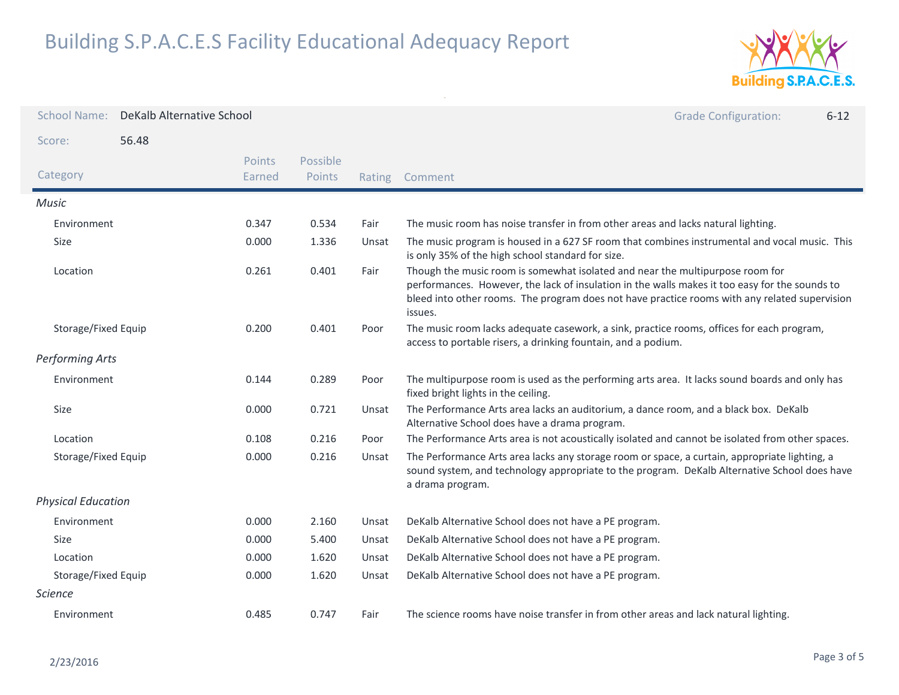# Building S.P.A.C.E.S Facility Educational Adequacy Report

**School Name:** DeKalb Alternative School

**Grade Configuration:** 6-12

**Score:** 56.48

| Category | Points Earned | Possible Points | Rating | Comment |
|---|---|---|---|---|
| *Music* | | | | |
| Environment | 0.347 | 0.534 | Fair | The music room has noise transfer in from other areas and lacks natural lighting. |
| Size | 0.000 | 1.336 | Unsat | The music program is housed in a 627 SF room that combines instrumental and vocal music. This is only 35% of the high school standard for size. |
| Location | 0.261 | 0.401 | Fair | Though the music room is somewhat isolated and near the multipurpose room for performances. However, the lack of insulation in the walls makes it too easy for the sounds to bleed into other rooms. The program does not have practice rooms with any related supervision issues. |
| Storage/Fixed Equip | 0.200 | 0.401 | Poor | The music room lacks adequate casework, a sink, practice rooms, offices for each program, access to portable risers, a drinking fountain, and a podium. |
| *Performing Arts* | | | | |
| Environment | 0.144 | 0.289 | Poor | The multipurpose room is used as the performing arts area. It lacks sound boards and only has fixed bright lights in the ceiling. |
| Size | 0.000 | 0.721 | Unsat | The Performance Arts area lacks an auditorium, a dance room, and a black box. DeKalb Alternative School does have a drama program. |
| Location | 0.108 | 0.216 | Poor | The Performance Arts area is not acoustically isolated and cannot be isolated from other spaces. |
| Storage/Fixed Equip | 0.000 | 0.216 | Unsat | The Performance Arts area lacks any storage room or space, a curtain, appropriate lighting, a sound system, and technology appropriate to the program. DeKalb Alternative School does have a drama program. |
| *Physical Education* | | | | |
| Environment | 0.000 | 2.160 | Unsat | DeKalb Alternative School does not have a PE program. |
| Size | 0.000 | 5.400 | Unsat | DeKalb Alternative School does not have a PE program. |
| Location | 0.000 | 1.620 | Unsat | DeKalb Alternative School does not have a PE program. |
| Storage/Fixed Equip | 0.000 | 1.620 | Unsat | DeKalb Alternative School does not have a PE program. |
| *Science* | | | | |
| Environment | 0.485 | 0.747 | Fair | The science rooms have noise transfer in from other areas and lack natural lighting. |

2/23/2016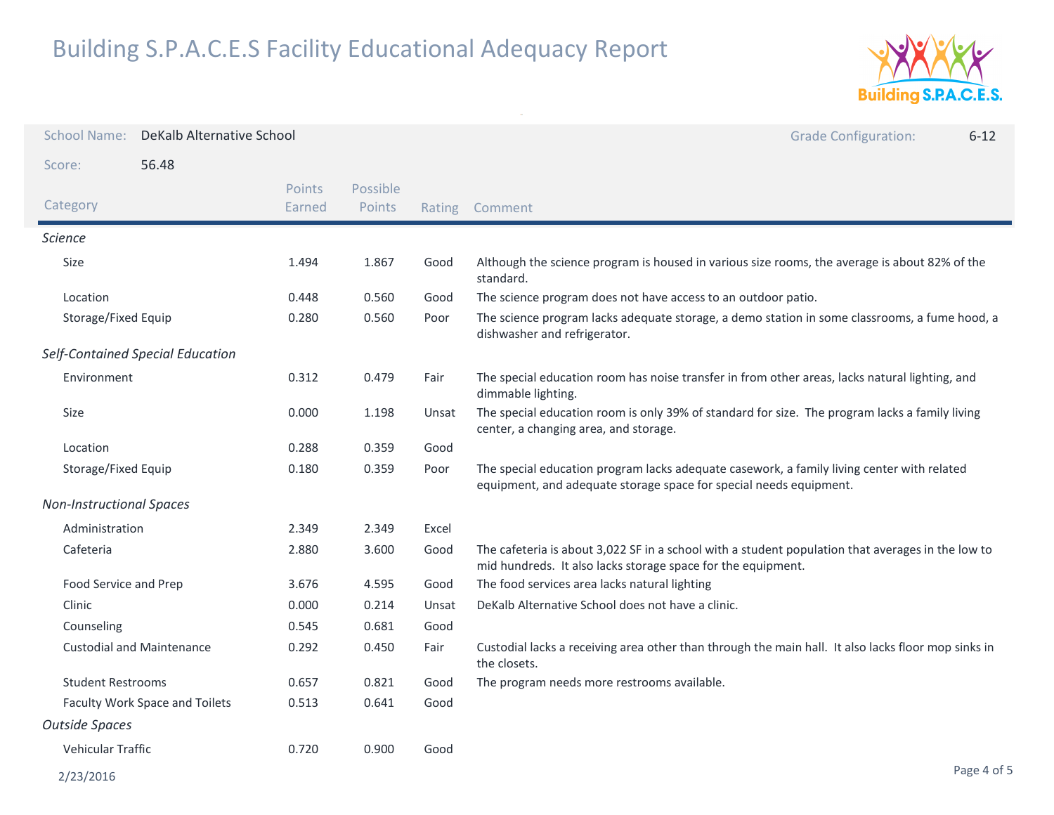# Building S.P.A.C.E.S Facility Educational Adequacy Report

School Name: DeKalb Alternative School

Grade Configuration: 6-12

Score: 56.48

| Category | Points Earned | Possible Points | Rating | Comment |
|---|---|---|---|---|
| *Science* | | | | |
| Size | 1.494 | 1.867 | Good | Although the science program is housed in various size rooms, the average is about 82% of the standard. |
| Location | 0.448 | 0.560 | Good | The science program does not have access to an outdoor patio. |
| Storage/Fixed Equip | 0.280 | 0.560 | Poor | The science program lacks adequate storage, a demo station in some classrooms, a fume hood, a dishwasher and refrigerator. |
| *Self-Contained Special Education* | | | | |
| Environment | 0.312 | 0.479 | Fair | The special education room has noise transfer in from other areas, lacks natural lighting, and dimmable lighting. |
| Size | 0.000 | 1.198 | Unsat | The special education room is only 39% of standard for size. The program lacks a family living center, a changing area, and storage. |
| Location | 0.288 | 0.359 | Good | |
| Storage/Fixed Equip | 0.180 | 0.359 | Poor | The special education program lacks adequate casework, a family living center with related equipment, and adequate storage space for special needs equipment. |
| *Non-Instructional Spaces* | | | | |
| Administration | 2.349 | 2.349 | Excel | |
| Cafeteria | 2.880 | 3.600 | Good | The cafeteria is about 3,022 SF in a school with a student population that averages in the low to mid hundreds. It also lacks storage space for the equipment. |
| Food Service and Prep | 3.676 | 4.595 | Good | The food services area lacks natural lighting |
| Clinic | 0.000 | 0.214 | Unsat | DeKalb Alternative School does not have a clinic. |
| Counseling | 0.545 | 0.681 | Good | |
| Custodial and Maintenance | 0.292 | 0.450 | Fair | Custodial lacks a receiving area other than through the main hall. It also lacks floor mop sinks in the closets. |
| Student Restrooms | 0.657 | 0.821 | Good | The program needs more restrooms available. |
| Faculty Work Space and Toilets | 0.513 | 0.641 | Good | |
| *Outside Spaces* | | | | |
| Vehicular Traffic | 0.720 | 0.900 | Good | |

2/23/2016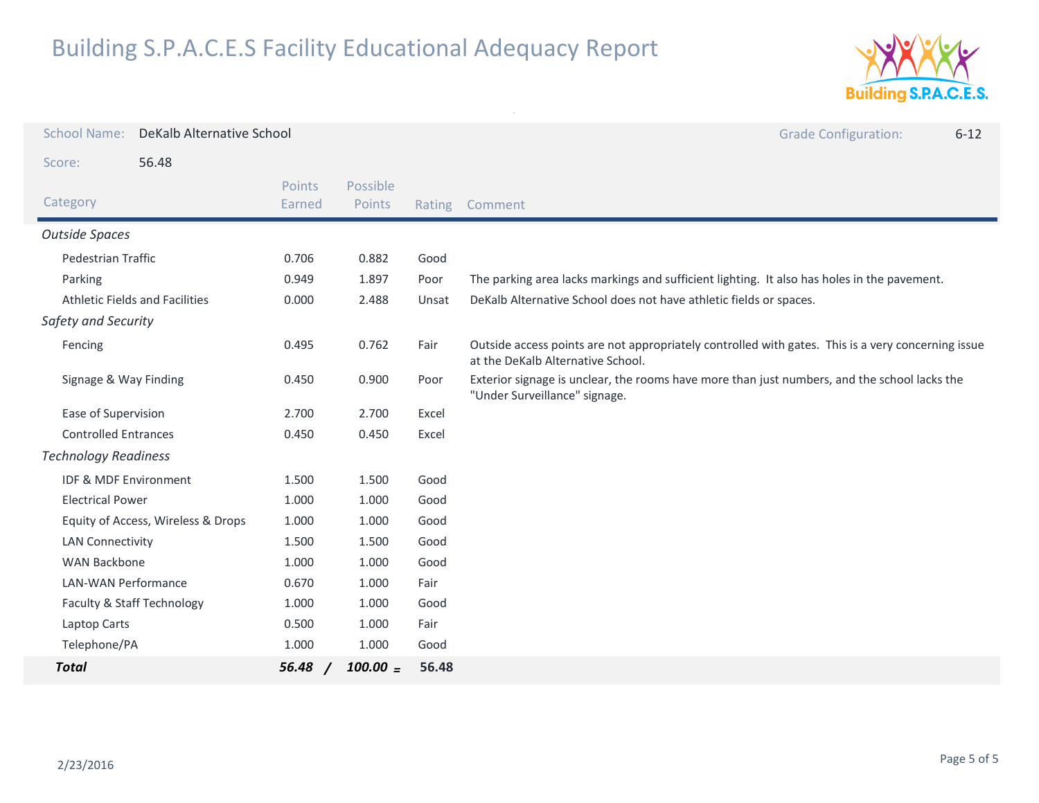# Building S.P.A.C.E.S Facility Educational Adequacy Report

**School Name:** DeKalb Alternative School

**Grade Configuration:** 6-12

**Score:** 56.48

| Category | Points Earned | Possible Points | Rating | Comment |
|---|---|---|---|---|
| *Outside Spaces* | | | | |
| Pedestrian Traffic | 0.706 | 0.882 | Good | |
| Parking | 0.949 | 1.897 | Poor | The parking area lacks markings and sufficient lighting. It also has holes in the pavement. |
| Athletic Fields and Facilities | 0.000 | 2.488 | Unsat | DeKalb Alternative School does not have athletic fields or spaces. |
| *Safety and Security* | | | | |
| Fencing | 0.495 | 0.762 | Fair | Outside access points are not appropriately controlled with gates. This is a very concerning issue at the DeKalb Alternative School. |
| Signage & Way Finding | 0.450 | 0.900 | Poor | Exterior signage is unclear, the rooms have more than just numbers, and the school lacks the "Under Surveillance" signage. |
| Ease of Supervision | 2.700 | 2.700 | Excel | |
| Controlled Entrances | 0.450 | 0.450 | Excel | |
| *Technology Readiness* | | | | |
| IDF & MDF Environment | 1.500 | 1.500 | Good | |
| Electrical Power | 1.000 | 1.000 | Good | |
| Equity of Access, Wireless & Drops | 1.000 | 1.000 | Good | |
| LAN Connectivity | 1.500 | 1.500 | Good | |
| WAN Backbone | 1.000 | 1.000 | Good | |
| LAN-WAN Performance | 0.670 | 1.000 | Fair | |
| Faculty & Staff Technology | 1.000 | 1.000 | Good | |
| Laptop Carts | 0.500 | 1.000 | Fair | |
| Telephone/PA | 1.000 | 1.000 | Good | |
| ***Total*** | ***56.48 /*** | ***100.00 =*** | **56.48** | |

2/23/2016